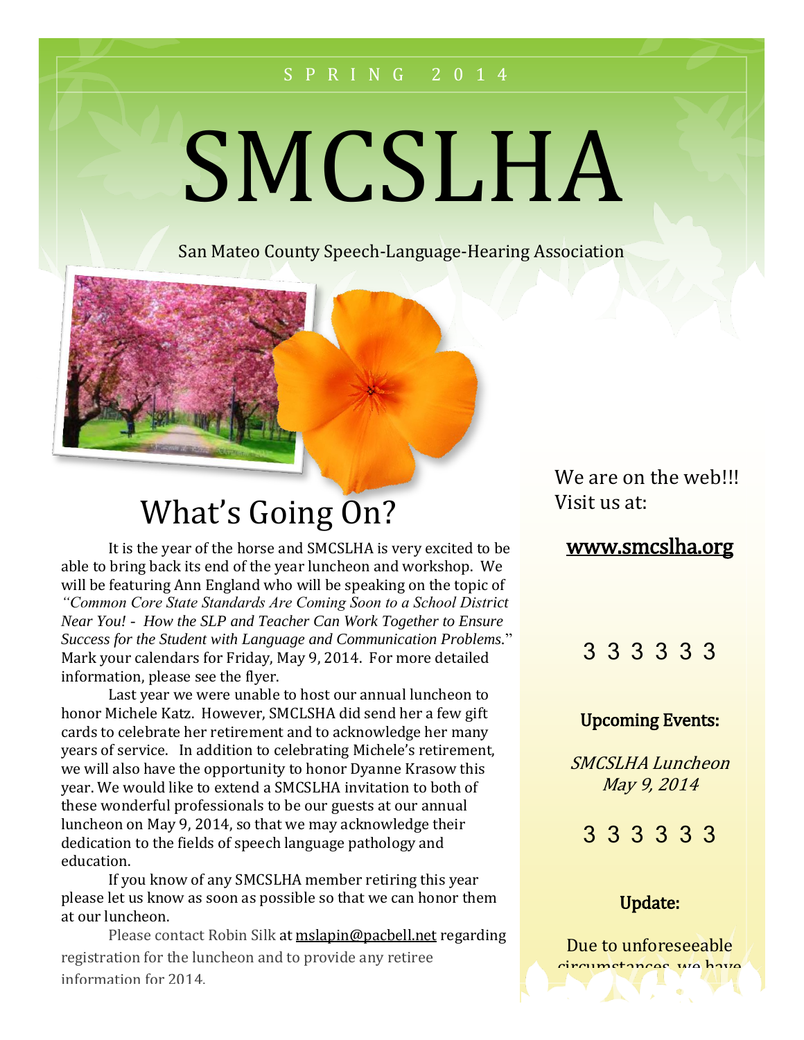SPRING 2014

# SMCSLHA

San Mateo County Speech-Language-Hearing Association

## What's Going On?

It is the year of the horse and SMCSLHA is very excited to be able to bring back its end of the year luncheon and workshop. We will be featuring Ann England who will be speaking on the topic of *"Common Core State Standards Are Coming Soon to a School District Near You! - How the SLP and Teacher Can Work Together to Ensure Success for the Student with Language and Communication Problems*." Mark your calendars for Friday, May 9, 2014. For more detailed information, please see the flyer.

Last year we were unable to host our annual luncheon to honor Michele Katz. However, SMCLSHA did send her a few gift cards to celebrate her retirement and to acknowledge her many years of service. In addition to celebrating Michele's retirement, we will also have the opportunity to honor Dyanne Krasow this year. We would like to extend a SMCSLHA invitation to both of these wonderful professionals to be our guests at our annual luncheon on May 9, 2014, so that we may acknowledge their dedication to the fields of speech language pathology and education.

If you know of any SMCSLHA member retiring this year please let us know as soon as possible so that we can honor them at our luncheon.

Please contact Robin Silk at mslapin@pacbell.net regarding registration for the luncheon and to provide any retiree information for 2014.

We are on the web!!! Visit us at:

**www.smcslha.org**

3 3 3 3 3 3

**Upcoming Events:**

*SMCSLHA Luncheon May 9, 2014*

3 3 3 3 3 3

**Update:**

Due to unforeseeable circumstances, we have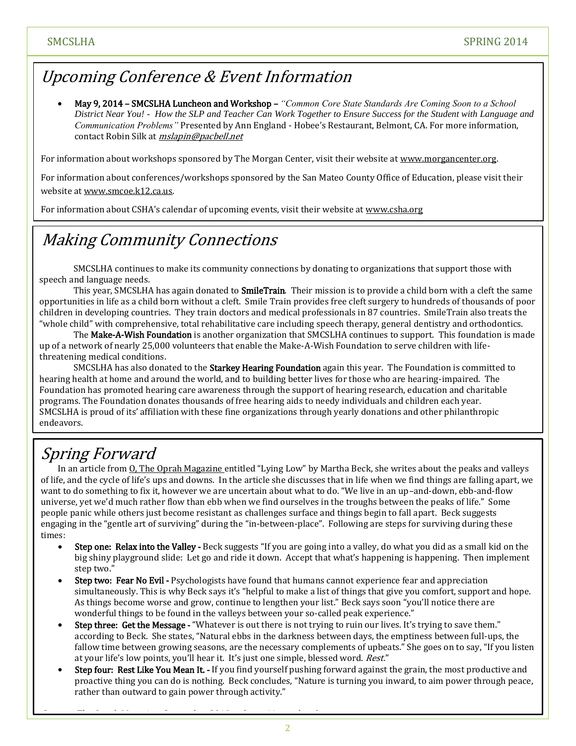## Upcoming Conference & Event Information

- **May 9, 2014 – SMCSLHA Luncheon and Workshop –** *"Common Core State Standards Are Coming Soon to a School District Near You! - How the SLP and Teacher Can Work Together to Ensure Success for the Student with Language and Communication Problems"* Presented by Ann England - Hobee's Restaurant, Belmont, CA. For more information, contact Robin Silk at *mslapin@pacbell.net*

For information about workshops sponsored by The Morgan Center, visit their website at www.morgancenter.org.

For information about conferences/workshops sponsored by the San Mateo County Office of Education, please visit their website at www.smcoe.k12.ca.us.

For information about CSHA's calendar of upcoming events, visit their website at www.csha.org

## Making Community Connections

SMCSLHA continues to make its community connections by donating to organizations that support those with speech and language needs.

This year, SMCSLHA has again donated to **SmileTrain**. Their mission is to provide a child born with a cleft the same opportunities in life as a child born without a cleft. Smile Train provides free cleft surgery to hundreds of thousands of poor children in developing countries. They train doctors and medical professionals in 87 countries. SmileTrain also treats the "whole child" with comprehensive, total rehabilitative care including speech therapy, general dentistry and orthodontics.

The **Make-A-Wish Foundation** is another organization that SMCSLHA continues to support. This foundation is made up of a network of nearly 25,000 volunteers that enable the Make-A-Wish Foundation to serve children with life-threatening medical conditions.

SMCSLHA has also donated to the **Starkey Hearing Foundation** again this year. The Foundation is committed to hearing health at home and around the world, and to building better lives for those who are hearing-impaired. The Foundation has promoted hearing care awareness through the support of hearing research, education and charitable programs. The Foundation donates thousands of free hearing aids to needy individuals and children each year. SMCSLHA is proud of its' affiliation with these fine organizations through yearly donations and other philanthropic endeavors.

## Spring Forward

In an article from O, The Oprah Magazine entitled "Lying Low" by Martha Beck, she writes about the peaks and valleys of life, and the cycle of life's ups and downs. In the article she discusses that in life when we find things are falling apart, we want to do something to fix it, however we are uncertain about what to do. "We live in an up–and-down, ebb-and-flow universe, yet we'd much rather flow than ebb when we find ourselves in the troughs between the peaks of life." Some people panic while others just become resistant as challenges surface and things begin to fall apart. Beck suggests engaging in the "gentle art of surviving" during the "in-between-place". Following are steps for surviving during these times:

- **Step one: Relax into the Valley -** Beck suggests "If you are going into a valley, do what you did as a small kid on the big shiny playground slide: Let go and ride it down. Accept that what's happening is happening. Then implement step two."
- **Step two: Fear No Evil -** Psychologists have found that humans cannot experience fear and appreciation simultaneously. This is why Beck says it's "helpful to make a list of things that give you comfort, support and hope. As things become worse and grow, continue to lengthen your list." Beck says soon "you'll notice there are wonderful things to be found in the valleys between your so-called peak experience."
- **Step three: Get the Message -** "Whatever is out there is not trying to ruin our lives. It's trying to save them." according to Beck. She states, "Natural ebbs in the darkness between days, the emptiness between full-ups, the fallow time between growing seasons, are the necessary complements of upbeats." She goes on to say, "If you listen at your life's low points, you'll hear it. It's just one simple, blessed word. *Rest*."
- **Step four: Rest Like You Mean It. -** If you find yourself pushing forward against the grain, the most productive and proactive thing you can do is nothing. Beck concludes, "Nature is turning you inward, to aim power through peace, rather than outward to gain power through activity."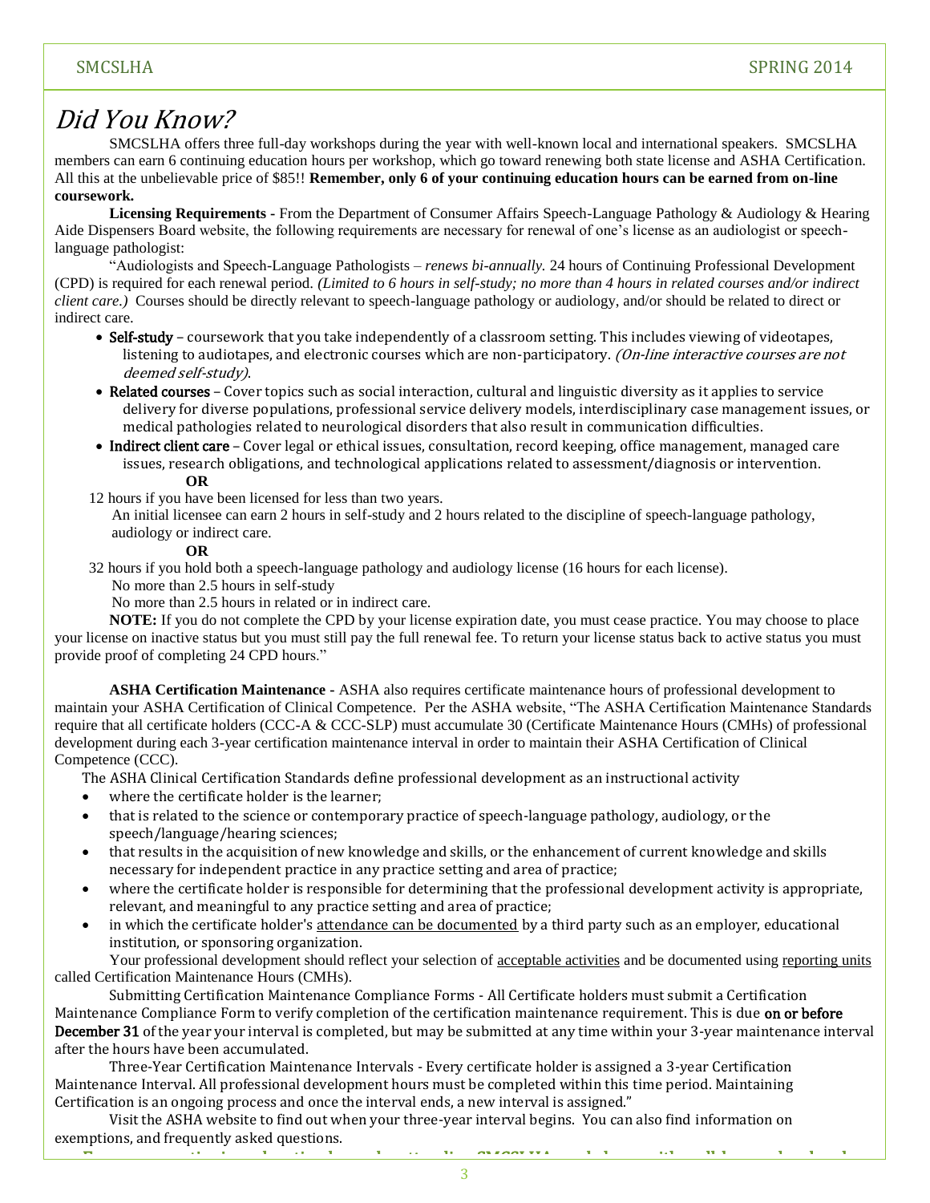# *Did You Know?*

SMCSLHA offers three full-day workshops during the year with well-known local and international speakers. SMCSLHA members can earn 6 continuing education hours per workshop, which go toward renewing both state license and ASHA Certification. All this at the unbelievable price of $85!! **Remember, only 6 of your continuing education hours can be earned from on-line coursework.**

**Licensing Requirements -** From the Department of Consumer Affairs Speech-Language Pathology & Audiology & Hearing Aide Dispensers Board website, the following requirements are necessary for renewal of one's license as an audiologist or speech-language pathologist:

"Audiologists and Speech-Language Pathologists – *renews bi-annually.* 24 hours of Continuing Professional Development (CPD) is required for each renewal period. *(Limited to 6 hours in self-study; no more than 4 hours in related courses and/or indirect client care.)* Courses should be directly relevant to speech-language pathology or audiology, and/or should be related to direct or indirect care.

- Self-study – coursework that you take independently of a classroom setting. This includes viewing of videotapes, listening to audiotapes, and electronic courses which are non-participatory. *(On-line interactive courses are not deemed self-study).*
- Related courses – Cover topics such as social interaction, cultural and linguistic diversity as it applies to service delivery for diverse populations, professional service delivery models, interdisciplinary case management issues, or medical pathologies related to neurological disorders that also result in communication difficulties.
- Indirect client care – Cover legal or ethical issues, consultation, record keeping, office management, managed care issues, research obligations, and technological applications related to assessment/diagnosis or intervention.

**OR**

12 hours if you have been licensed for less than two years.

An initial licensee can earn 2 hours in self-study and 2 hours related to the discipline of speech-language pathology, audiology or indirect care.

**OR**

32 hours if you hold both a speech-language pathology and audiology license (16 hours for each license).

No more than 2.5 hours in self-study

No more than 2.5 hours in related or in indirect care.

**NOTE:** If you do not complete the CPD by your license expiration date, you must cease practice. You may choose to place your license on inactive status but you must still pay the full renewal fee. To return your license status back to active status you must provide proof of completing 24 CPD hours."

**ASHA Certification Maintenance -** ASHA also requires certificate maintenance hours of professional development to maintain your ASHA Certification of Clinical Competence. Per the ASHA website, "The ASHA Certification Maintenance Standards require that all certificate holders (CCC-A & CCC-SLP) must accumulate 30 (Certificate Maintenance Hours (CMHs) of professional development during each 3-year certification maintenance interval in order to maintain their ASHA Certification of Clinical Competence (CCC).

The ASHA Clinical Certification Standards define professional development as an instructional activity

- where the certificate holder is the learner;
- that is related to the science or contemporary practice of speech-language pathology, audiology, or the speech/language/hearing sciences;
- that results in the acquisition of new knowledge and skills, or the enhancement of current knowledge and skills necessary for independent practice in any practice setting and area of practice;
- where the certificate holder is responsible for determining that the professional development activity is appropriate, relevant, and meaningful to any practice setting and area of practice;
- in which the certificate holder's attendance can be documented by a third party such as an employer, educational institution, or sponsoring organization.

Your professional development should reflect your selection of acceptable activities and be documented using reporting units called Certification Maintenance Hours (CMHs).

Submitting Certification Maintenance Compliance Forms - All Certificate holders must submit a Certification Maintenance Compliance Form to verify completion of the certification maintenance requirement. This is due **on or before December 31** of the year your interval is completed, but may be submitted at any time within your 3-year maintenance interval after the hours have been accumulated.

Three-Year Certification Maintenance Intervals - Every certificate holder is assigned a 3-year Certification Maintenance Interval. All professional development hours must be completed within this time period. Maintaining Certification is an ongoing process and once the interval ends, a new interval is assigned."

Visit the ASHA website to find out when your three-year interval begins. You can also find information on exemptions, and frequently asked questions.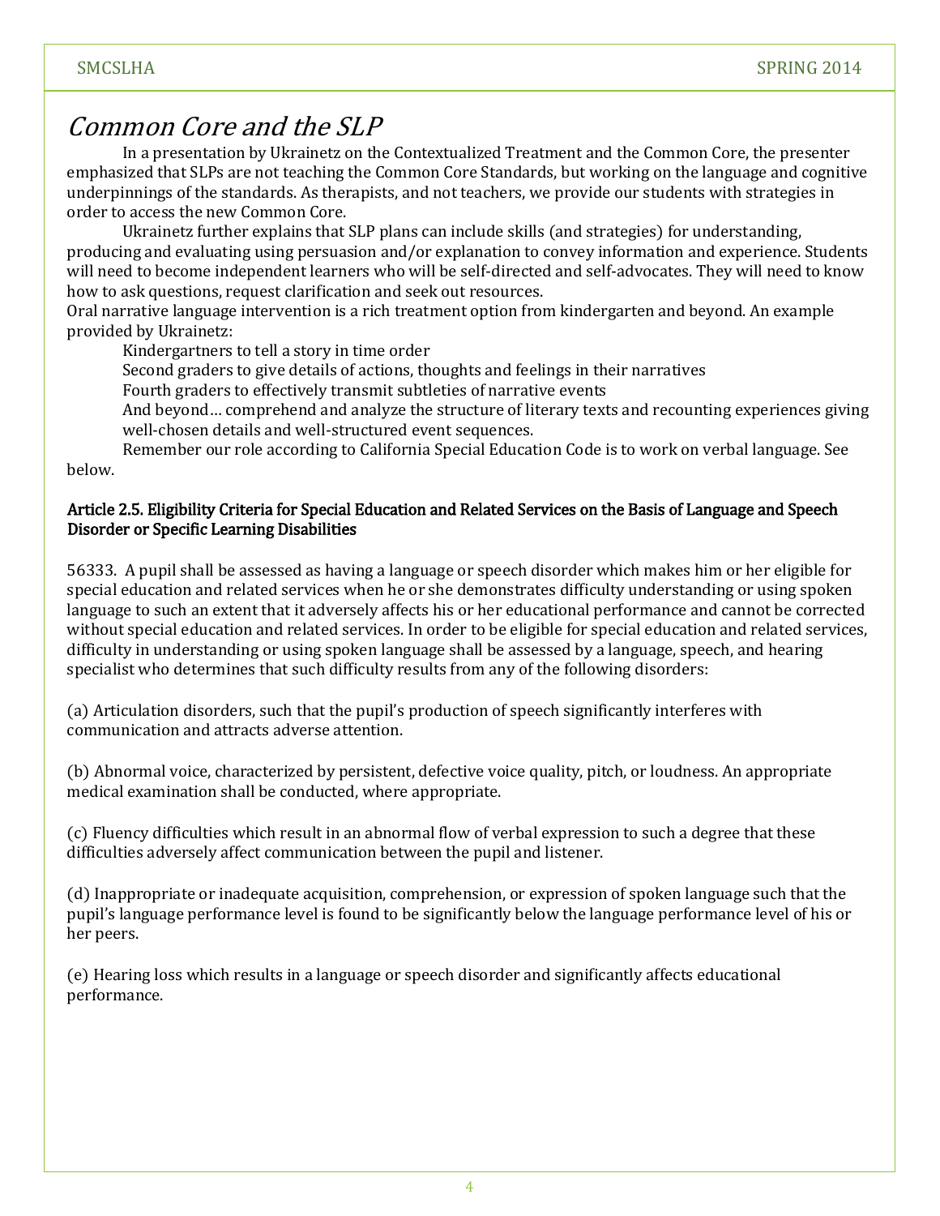# *Common Core and the SLP*

In a presentation by Ukrainetz on the Contextualized Treatment and the Common Core, the presenter emphasized that SLPs are not teaching the Common Core Standards, but working on the language and cognitive underpinnings of the standards. As therapists, and not teachers, we provide our students with strategies in order to access the new Common Core.

Ukrainetz further explains that SLP plans can include skills (and strategies) for understanding, producing and evaluating using persuasion and/or explanation to convey information and experience. Students will need to become independent learners who will be self-directed and self-advocates. They will need to know how to ask questions, request clarification and seek out resources.

Oral narrative language intervention is a rich treatment option from kindergarten and beyond. An example provided by Ukrainetz:

Kindergartners to tell a story in time order

Second graders to give details of actions, thoughts and feelings in their narratives

Fourth graders to effectively transmit subtleties of narrative events

And beyond… comprehend and analyze the structure of literary texts and recounting experiences giving well-chosen details and well-structured event sequences.

Remember our role according to California Special Education Code is to work on verbal language. See below.

**Article 2.5. Eligibility Criteria for Special Education and Related Services on the Basis of Language and Speech Disorder or Specific Learning Disabilities**

56333. A pupil shall be assessed as having a language or speech disorder which makes him or her eligible for special education and related services when he or she demonstrates difficulty understanding or using spoken language to such an extent that it adversely affects his or her educational performance and cannot be corrected without special education and related services. In order to be eligible for special education and related services, difficulty in understanding or using spoken language shall be assessed by a language, speech, and hearing specialist who determines that such difficulty results from any of the following disorders:

(a) Articulation disorders, such that the pupil's production of speech significantly interferes with communication and attracts adverse attention.

(b) Abnormal voice, characterized by persistent, defective voice quality, pitch, or loudness. An appropriate medical examination shall be conducted, where appropriate.

(c) Fluency difficulties which result in an abnormal flow of verbal expression to such a degree that these difficulties adversely affect communication between the pupil and listener.

(d) Inappropriate or inadequate acquisition, comprehension, or expression of spoken language such that the pupil's language performance level is found to be significantly below the language performance level of his or her peers.

(e) Hearing loss which results in a language or speech disorder and significantly affects educational performance.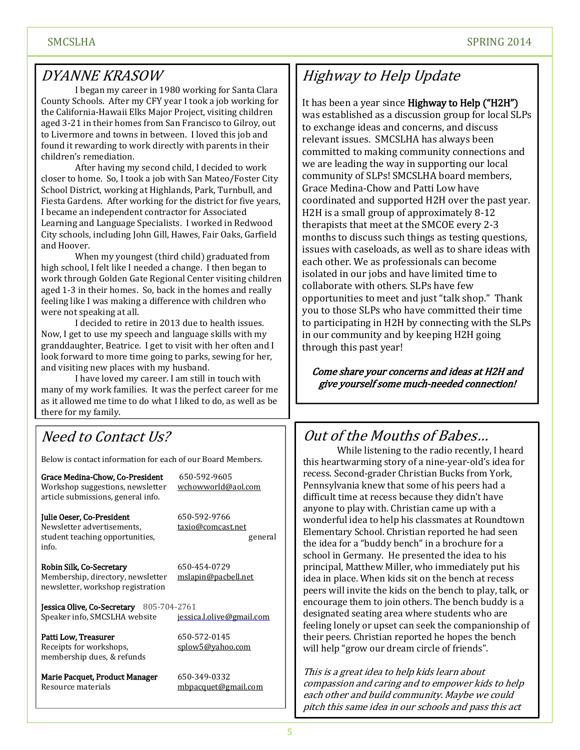## *DYANNE KRASOW*

I began my career in 1980 working for Santa Clara County Schools. After my CFY year I took a job working for the California-Hawaii Elks Major Project, visiting children aged 3-21 in their homes from San Francisco to Gilroy, out to Livermore and towns in between. I loved this job and found it rewarding to work directly with parents in their children's remediation.

After having my second child, I decided to work closer to home. So, I took a job with San Mateo/Foster City School District, working at Highlands, Park, Turnbull, and Fiesta Gardens. After working for the district for five years, I became an independent contractor for Associated Learning and Language Specialists. I worked in Redwood City schools, including John Gill, Hawes, Fair Oaks, Garfield and Hoover.

When my youngest (third child) graduated from high school, I felt like I needed a change. I then began to work through Golden Gate Regional Center visiting children aged 1-3 in their homes. So, back in the homes and really feeling like I was making a difference with children who were not speaking at all.

I decided to retire in 2013 due to health issues. Now, I get to use my speech and language skills with my granddaughter, Beatrice. I get to visit with her often and I look forward to more time going to parks, sewing for her, and visiting new places with my husband.

I have loved my career. I am still in touch with many of my work families. It was the perfect career for me as it allowed me time to do what I liked to do, as well as be there for my family.

## *Need to Contact Us?*

Below is contact information for each of our Board Members.

**Grace Medina-Chow, Co-President** 650-592-9605
Workshop suggestions, newsletter article submissions, general info. wchowworld@aol.com

**Julie Oeser, Co-President** 650-592-9766
Newsletter advertisements, student teaching opportunities, general info. taxio@comcast.net

**Robin Silk, Co-Secretary** 650-454-0729
Membership, directory, newsletter newsletter, workshop registration mslapin@pacbell.net

**Jessica Olive, Co-Secretary** 805-704-2761
Speaker info, SMCSLHA website jessica.l.olive@gmail.com

**Patti Low, Treasurer** 650-572-0145
Receipts for workshops, membership dues, & refunds splow5@yahoo.com

**Marie Pacquet, Product Manager** 650-349-0332
Resource materials mbpacquet@gmail.com

## *Highway to Help Update*

It has been a year since **Highway to Help ("H2H")** was established as a discussion group for local SLPs to exchange ideas and concerns, and discuss relevant issues. SMCSLHA has always been committed to making community connections and we are leading the way in supporting our local community of SLPs! SMCSLHA board members, Grace Medina-Chow and Patti Low have coordinated and supported H2H over the past year. H2H is a small group of approximately 8-12 therapists that meet at the SMCOE every 2-3 months to discuss such things as testing questions, issues with caseloads, as well as to share ideas with each other. We as professionals can become isolated in our jobs and have limited time to collaborate with others. SLPs have few opportunities to meet and just "talk shop." Thank you to those SLPs who have committed their time to participating in H2H by connecting with the SLPs in our community and by keeping H2H going through this past year!

***Come share your concerns and ideas at H2H and give yourself some much-needed connection!***

## *Out of the Mouths of Babes…*

While listening to the radio recently, I heard this heartwarming story of a nine-year-old's idea for recess. Second-grader Christian Bucks from York, Pennsylvania knew that some of his peers had a difficult time at recess because they didn't have anyone to play with. Christian came up with a wonderful idea to help his classmates at Roundtown Elementary School. Christian reported he had seen the idea for a "buddy bench" in a brochure for a school in Germany. He presented the idea to his principal, Matthew Miller, who immediately put his idea in place. When kids sit on the bench at recess peers will invite the kids on the bench to play, talk, or encourage them to join others. The bench buddy is a designated seating area where students who are feeling lonely or upset can seek the companionship of their peers. Christian reported he hopes the bench will help "grow our dream circle of friends".

*This is a great idea to help kids learn about compassion and caring and to empower kids to help each other and build community. Maybe we could pitch this same idea in our schools and pass this act*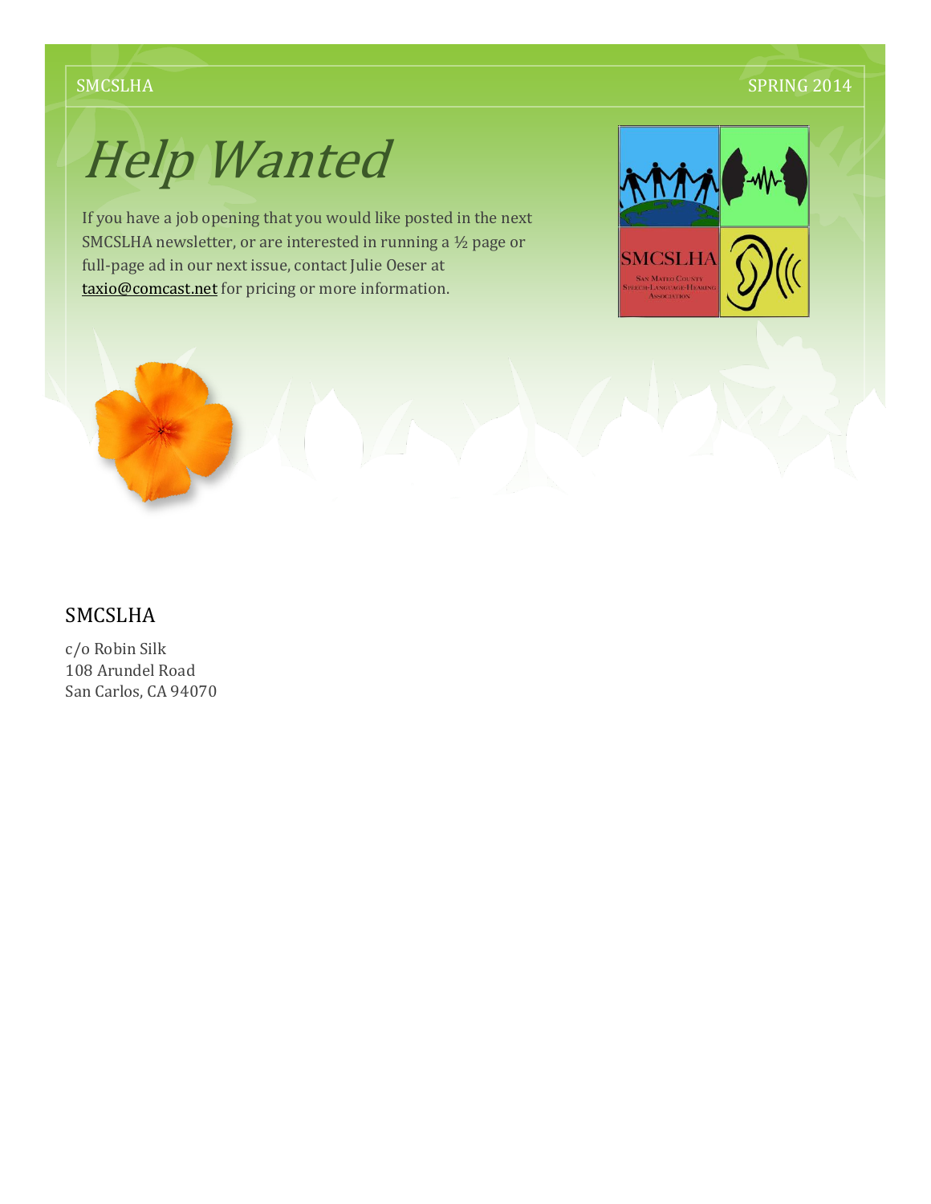# Help Wanted

If you have a job opening that you would like posted in the next SMCSLHA newsletter, or are interested in running a ½ page or full-page ad in our next issue, contact Julie Oeser at taxio@comcast.net for pricing or more information.

## SMCSLHA

c/o Robin Silk
108 Arundel Road
San Carlos, CA 94070